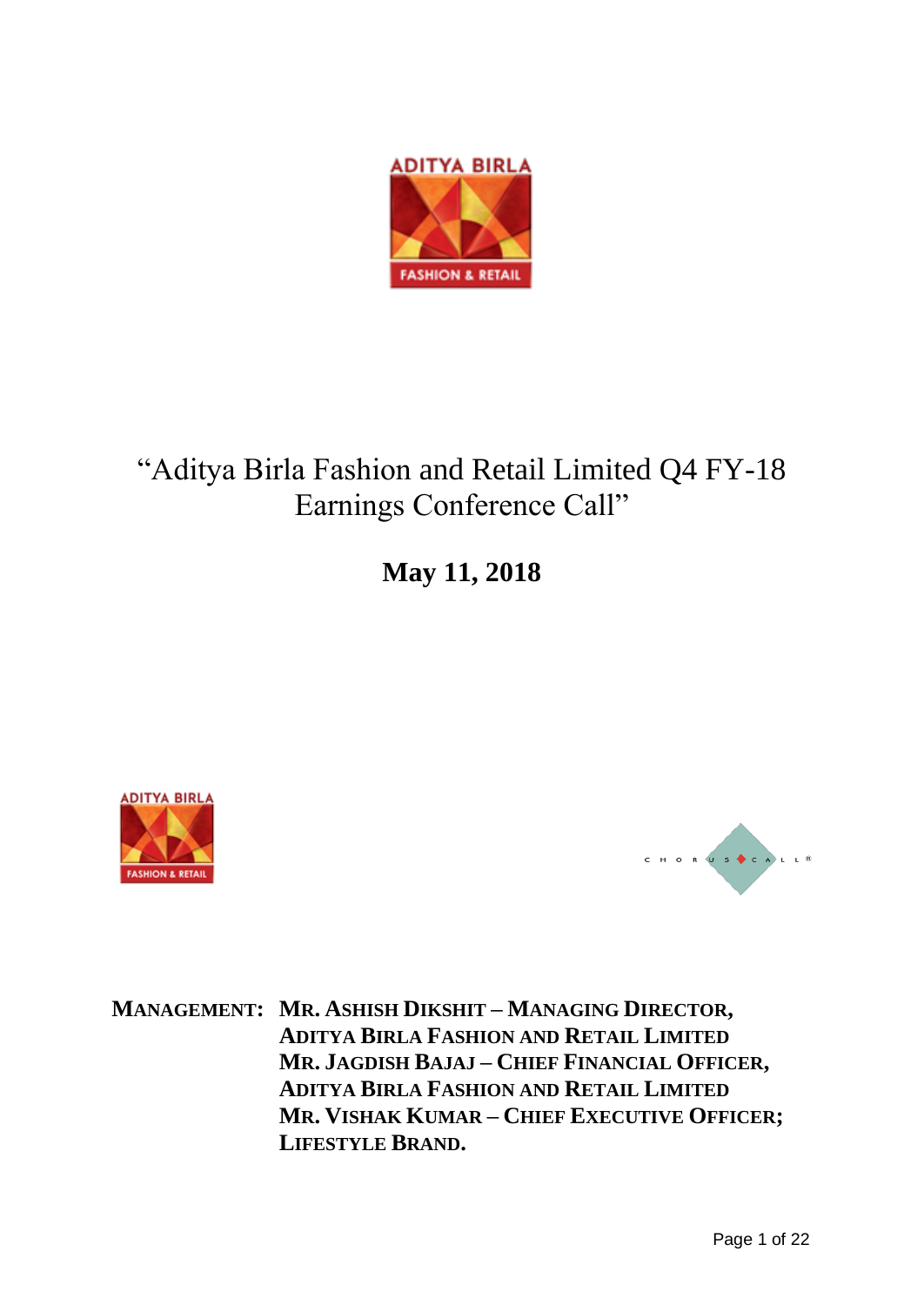# "Aditya Birla Fashion and Retail Limited Q4 FY-18 Earnings Conference Call"

**May 11, 2018**

**MANAGEMENT:** **MR. ASHISH DIKSHIT – MANAGING DIRECTOR, ADITYA BIRLA FASHION AND RETAIL LIMITED**
**MR. JAGDISH BAJAJ – CHIEF FINANCIAL OFFICER, ADITYA BIRLA FASHION AND RETAIL LIMITED**
**MR. VISHAK KUMAR – CHIEF EXECUTIVE OFFICER; LIFESTYLE BRAND.**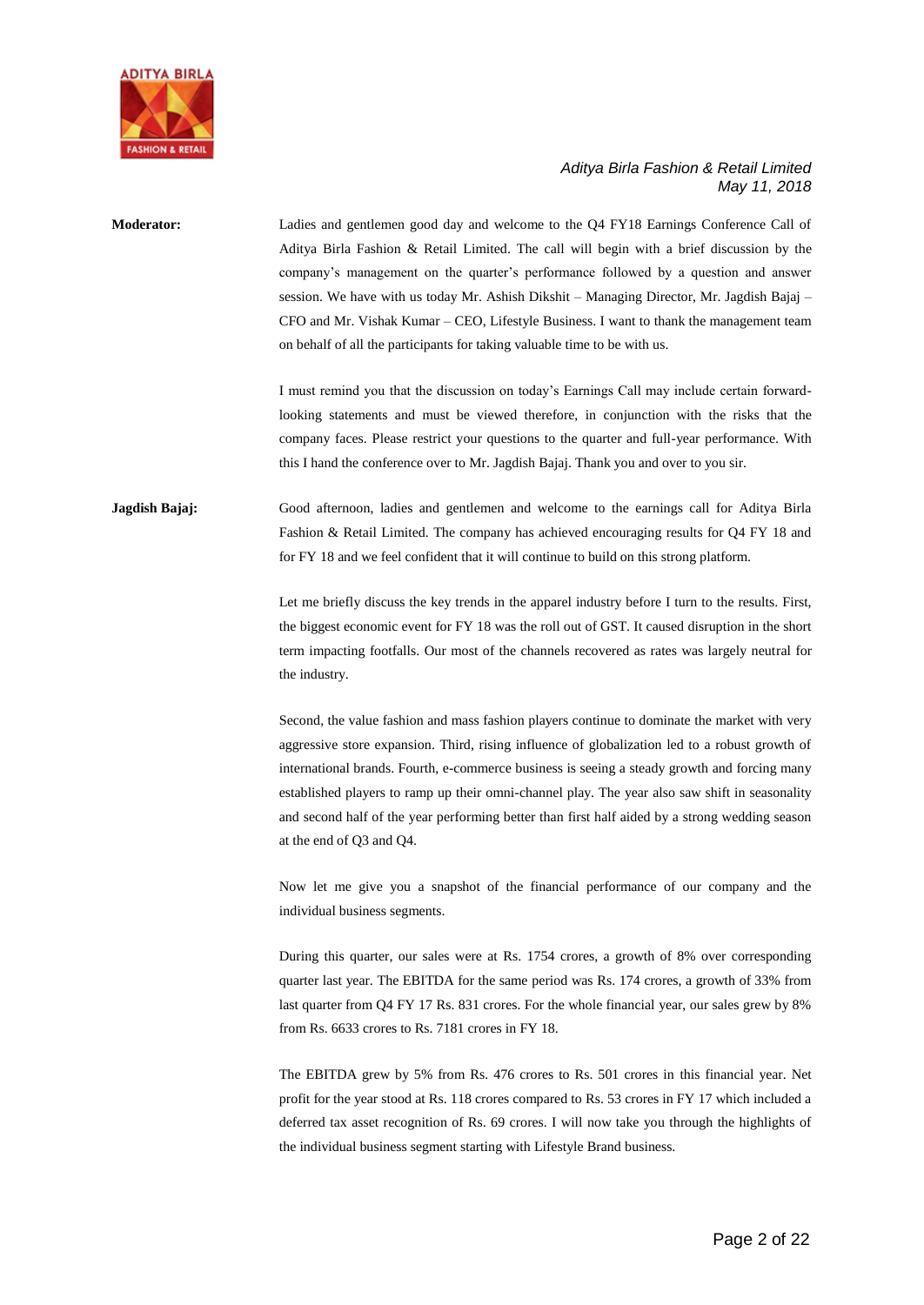**Moderator:** Ladies and gentlemen good day and welcome to the Q4 FY18 Earnings Conference Call of Aditya Birla Fashion & Retail Limited. The call will begin with a brief discussion by the company's management on the quarter's performance followed by a question and answer session. We have with us today Mr. Ashish Dikshit – Managing Director, Mr. Jagdish Bajaj – CFO and Mr. Vishak Kumar – CEO, Lifestyle Business. I want to thank the management team on behalf of all the participants for taking valuable time to be with us.

I must remind you that the discussion on today's Earnings Call may include certain forward-looking statements and must be viewed therefore, in conjunction with the risks that the company faces. Please restrict your questions to the quarter and full-year performance. With this I hand the conference over to Mr. Jagdish Bajaj. Thank you and over to you sir.

**Jagdish Bajaj:** Good afternoon, ladies and gentlemen and welcome to the earnings call for Aditya Birla Fashion & Retail Limited. The company has achieved encouraging results for Q4 FY 18 and for FY 18 and we feel confident that it will continue to build on this strong platform.

Let me briefly discuss the key trends in the apparel industry before I turn to the results. First, the biggest economic event for FY 18 was the roll out of GST. It caused disruption in the short term impacting footfalls. Our most of the channels recovered as rates was largely neutral for the industry.

Second, the value fashion and mass fashion players continue to dominate the market with very aggressive store expansion. Third, rising influence of globalization led to a robust growth of international brands. Fourth, e-commerce business is seeing a steady growth and forcing many established players to ramp up their omni-channel play. The year also saw shift in seasonality and second half of the year performing better than first half aided by a strong wedding season at the end of Q3 and Q4.

Now let me give you a snapshot of the financial performance of our company and the individual business segments.

During this quarter, our sales were at Rs. 1754 crores, a growth of 8% over corresponding quarter last year. The EBITDA for the same period was Rs. 174 crores, a growth of 33% from last quarter from Q4 FY 17 Rs. 831 crores. For the whole financial year, our sales grew by 8% from Rs. 6633 crores to Rs. 7181 crores in FY 18.

The EBITDA grew by 5% from Rs. 476 crores to Rs. 501 crores in this financial year. Net profit for the year stood at Rs. 118 crores compared to Rs. 53 crores in FY 17 which included a deferred tax asset recognition of Rs. 69 crores. I will now take you through the highlights of the individual business segment starting with Lifestyle Brand business.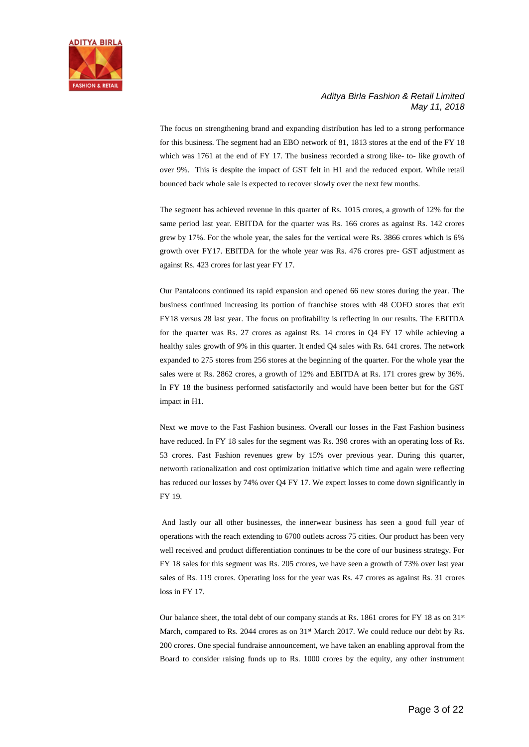The focus on strengthening brand and expanding distribution has led to a strong performance for this business. The segment had an EBO network of 81, 1813 stores at the end of the FY 18 which was 1761 at the end of FY 17. The business recorded a strong like- to- like growth of over 9%. This is despite the impact of GST felt in H1 and the reduced export. While retail bounced back whole sale is expected to recover slowly over the next few months.

The segment has achieved revenue in this quarter of Rs. 1015 crores, a growth of 12% for the same period last year. EBITDA for the quarter was Rs. 166 crores as against Rs. 142 crores grew by 17%. For the whole year, the sales for the vertical were Rs. 3866 crores which is 6% growth over FY17. EBITDA for the whole year was Rs. 476 crores pre- GST adjustment as against Rs. 423 crores for last year FY 17.

Our Pantaloons continued its rapid expansion and opened 66 new stores during the year. The business continued increasing its portion of franchise stores with 48 COFO stores that exit FY18 versus 28 last year. The focus on profitability is reflecting in our results. The EBITDA for the quarter was Rs. 27 crores as against Rs. 14 crores in Q4 FY 17 while achieving a healthy sales growth of 9% in this quarter. It ended Q4 sales with Rs. 641 crores. The network expanded to 275 stores from 256 stores at the beginning of the quarter. For the whole year the sales were at Rs. 2862 crores, a growth of 12% and EBITDA at Rs. 171 crores grew by 36%. In FY 18 the business performed satisfactorily and would have been better but for the GST impact in H1.

Next we move to the Fast Fashion business. Overall our losses in the Fast Fashion business have reduced. In FY 18 sales for the segment was Rs. 398 crores with an operating loss of Rs. 53 crores. Fast Fashion revenues grew by 15% over previous year. During this quarter, networth rationalization and cost optimization initiative which time and again were reflecting has reduced our losses by 74% over Q4 FY 17. We expect losses to come down significantly in FY 19.

And lastly our all other businesses, the innerwear business has seen a good full year of operations with the reach extending to 6700 outlets across 75 cities. Our product has been very well received and product differentiation continues to be the core of our business strategy. For FY 18 sales for this segment was Rs. 205 crores, we have seen a growth of 73% over last year sales of Rs. 119 crores. Operating loss for the year was Rs. 47 crores as against Rs. 31 crores loss in FY 17.

Our balance sheet, the total debt of our company stands at Rs. 1861 crores for FY 18 as on 31st March, compared to Rs. 2044 crores as on 31st March 2017. We could reduce our debt by Rs. 200 crores. One special fundraise announcement, we have taken an enabling approval from the Board to consider raising funds up to Rs. 1000 crores by the equity, any other instrument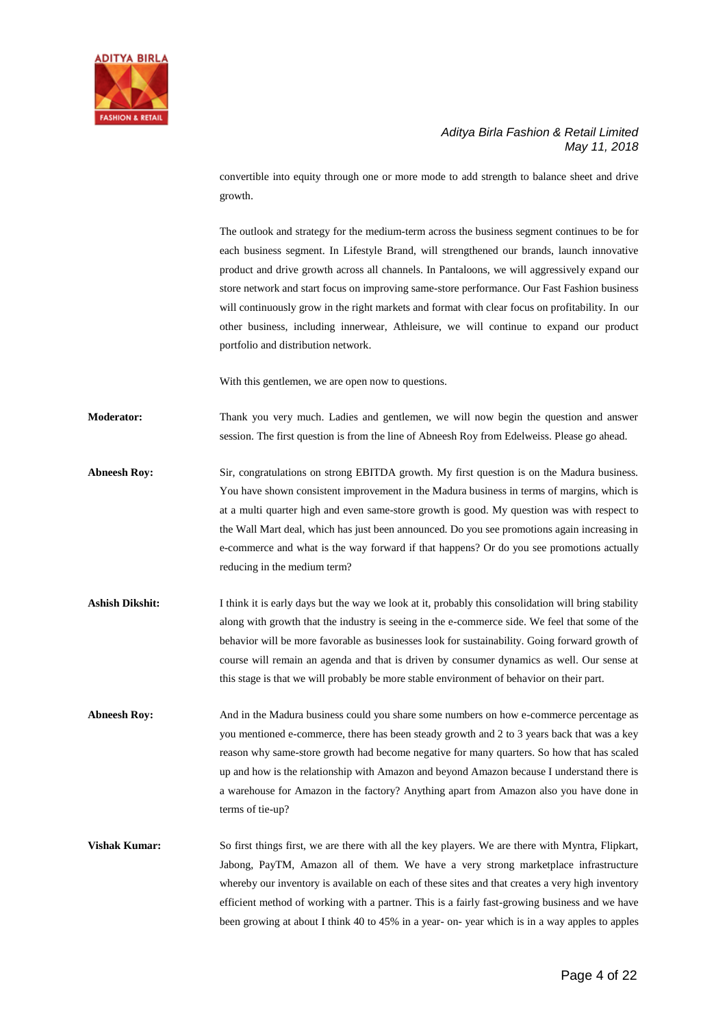convertible into equity through one or more mode to add strength to balance sheet and drive growth.

The outlook and strategy for the medium-term across the business segment continues to be for each business segment. In Lifestyle Brand, will strengthened our brands, launch innovative product and drive growth across all channels. In Pantaloons, we will aggressively expand our store network and start focus on improving same-store performance. Our Fast Fashion business will continuously grow in the right markets and format with clear focus on profitability. In our other business, including innerwear, Athleisure, we will continue to expand our product portfolio and distribution network.

With this gentlemen, we are open now to questions.

**Moderator:** Thank you very much. Ladies and gentlemen, we will now begin the question and answer session. The first question is from the line of Abneesh Roy from Edelweiss. Please go ahead.

**Abneesh Roy:** Sir, congratulations on strong EBITDA growth. My first question is on the Madura business. You have shown consistent improvement in the Madura business in terms of margins, which is at a multi quarter high and even same-store growth is good. My question was with respect to the Wall Mart deal, which has just been announced. Do you see promotions again increasing in e-commerce and what is the way forward if that happens? Or do you see promotions actually reducing in the medium term?

**Ashish Dikshit:** I think it is early days but the way we look at it, probably this consolidation will bring stability along with growth that the industry is seeing in the e-commerce side. We feel that some of the behavior will be more favorable as businesses look for sustainability. Going forward growth of course will remain an agenda and that is driven by consumer dynamics as well. Our sense at this stage is that we will probably be more stable environment of behavior on their part.

**Abneesh Roy:** And in the Madura business could you share some numbers on how e-commerce percentage as you mentioned e-commerce, there has been steady growth and 2 to 3 years back that was a key reason why same-store growth had become negative for many quarters. So how that has scaled up and how is the relationship with Amazon and beyond Amazon because I understand there is a warehouse for Amazon in the factory? Anything apart from Amazon also you have done in terms of tie-up?

**Vishak Kumar:** So first things first, we are there with all the key players. We are there with Myntra, Flipkart, Jabong, PayTM, Amazon all of them. We have a very strong marketplace infrastructure whereby our inventory is available on each of these sites and that creates a very high inventory efficient method of working with a partner. This is a fairly fast-growing business and we have been growing at about I think 40 to 45% in a year- on- year which is in a way apples to apples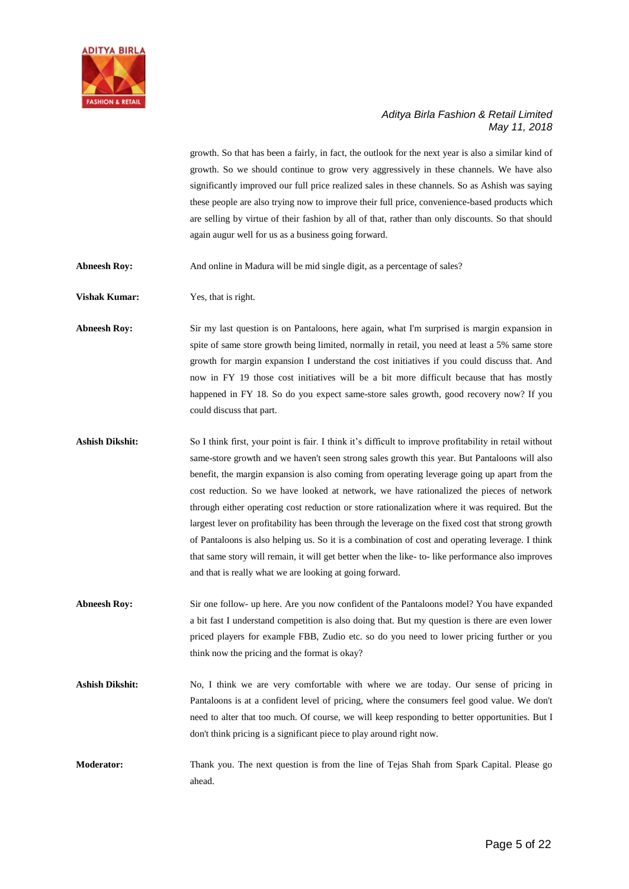growth. So that has been a fairly, in fact, the outlook for the next year is also a similar kind of growth. So we should continue to grow very aggressively in these channels. We have also significantly improved our full price realized sales in these channels. So as Ashish was saying these people are also trying now to improve their full price, convenience-based products which are selling by virtue of their fashion by all of that, rather than only discounts. So that should again augur well for us as a business going forward.

**Abneesh Roy:** And online in Madura will be mid single digit, as a percentage of sales?

**Vishak Kumar:** Yes, that is right.

**Abneesh Roy:** Sir my last question is on Pantaloons, here again, what I'm surprised is margin expansion in spite of same store growth being limited, normally in retail, you need at least a 5% same store growth for margin expansion I understand the cost initiatives if you could discuss that. And now in FY 19 those cost initiatives will be a bit more difficult because that has mostly happened in FY 18. So do you expect same-store sales growth, good recovery now? If you could discuss that part.

**Ashish Dikshit:** So I think first, your point is fair. I think it's difficult to improve profitability in retail without same-store growth and we haven't seen strong sales growth this year. But Pantaloons will also benefit, the margin expansion is also coming from operating leverage going up apart from the cost reduction. So we have looked at network, we have rationalized the pieces of network through either operating cost reduction or store rationalization where it was required. But the largest lever on profitability has been through the leverage on the fixed cost that strong growth of Pantaloons is also helping us. So it is a combination of cost and operating leverage. I think that same story will remain, it will get better when the like- to- like performance also improves and that is really what we are looking at going forward.

**Abneesh Roy:** Sir one follow- up here. Are you now confident of the Pantaloons model? You have expanded a bit fast I understand competition is also doing that. But my question is there are even lower priced players for example FBB, Zudio etc. so do you need to lower pricing further or you think now the pricing and the format is okay?

**Ashish Dikshit:** No, I think we are very comfortable with where we are today. Our sense of pricing in Pantaloons is at a confident level of pricing, where the consumers feel good value. We don't need to alter that too much. Of course, we will keep responding to better opportunities. But I don't think pricing is a significant piece to play around right now.

**Moderator:** Thank you. The next question is from the line of Tejas Shah from Spark Capital. Please go ahead.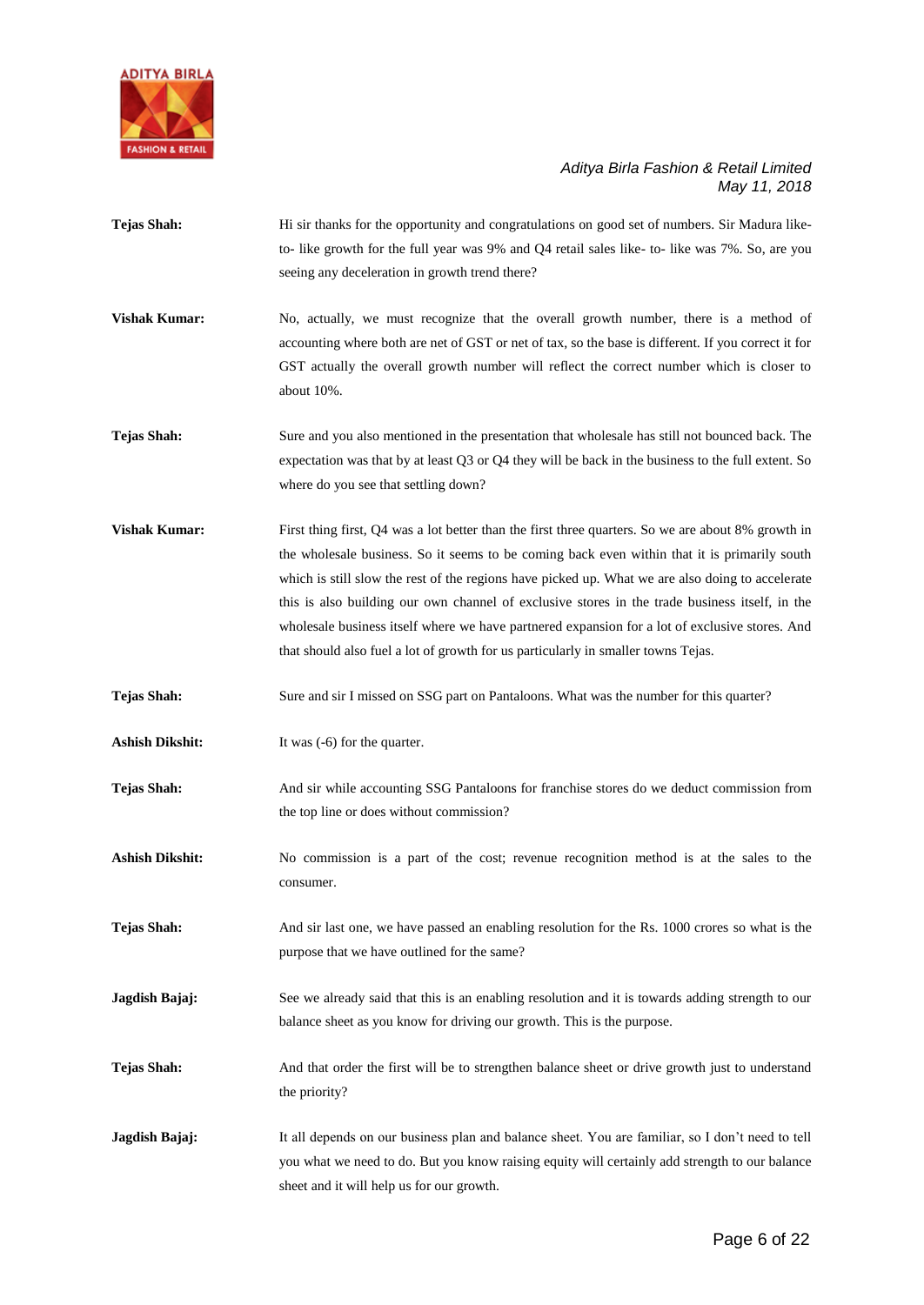**Tejas Shah:** Hi sir thanks for the opportunity and congratulations on good set of numbers. Sir Madura like-to- like growth for the full year was 9% and Q4 retail sales like- to- like was 7%. So, are you seeing any deceleration in growth trend there?

**Vishak Kumar:** No, actually, we must recognize that the overall growth number, there is a method of accounting where both are net of GST or net of tax, so the base is different. If you correct it for GST actually the overall growth number will reflect the correct number which is closer to about 10%.

**Tejas Shah:** Sure and you also mentioned in the presentation that wholesale has still not bounced back. The expectation was that by at least Q3 or Q4 they will be back in the business to the full extent. So where do you see that settling down?

**Vishak Kumar:** First thing first, Q4 was a lot better than the first three quarters. So we are about 8% growth in the wholesale business. So it seems to be coming back even within that it is primarily south which is still slow the rest of the regions have picked up. What we are also doing to accelerate this is also building our own channel of exclusive stores in the trade business itself, in the wholesale business itself where we have partnered expansion for a lot of exclusive stores. And that should also fuel a lot of growth for us particularly in smaller towns Tejas.

**Tejas Shah:** Sure and sir I missed on SSG part on Pantaloons. What was the number for this quarter?

**Ashish Dikshit:** It was (-6) for the quarter.

**Tejas Shah:** And sir while accounting SSG Pantaloons for franchise stores do we deduct commission from the top line or does without commission?

**Ashish Dikshit:** No commission is a part of the cost; revenue recognition method is at the sales to the consumer.

**Tejas Shah:** And sir last one, we have passed an enabling resolution for the Rs. 1000 crores so what is the purpose that we have outlined for the same?

**Jagdish Bajaj:** See we already said that this is an enabling resolution and it is towards adding strength to our balance sheet as you know for driving our growth. This is the purpose.

**Tejas Shah:** And that order the first will be to strengthen balance sheet or drive growth just to understand the priority?

**Jagdish Bajaj:** It all depends on our business plan and balance sheet. You are familiar, so I don't need to tell you what we need to do. But you know raising equity will certainly add strength to our balance sheet and it will help us for our growth.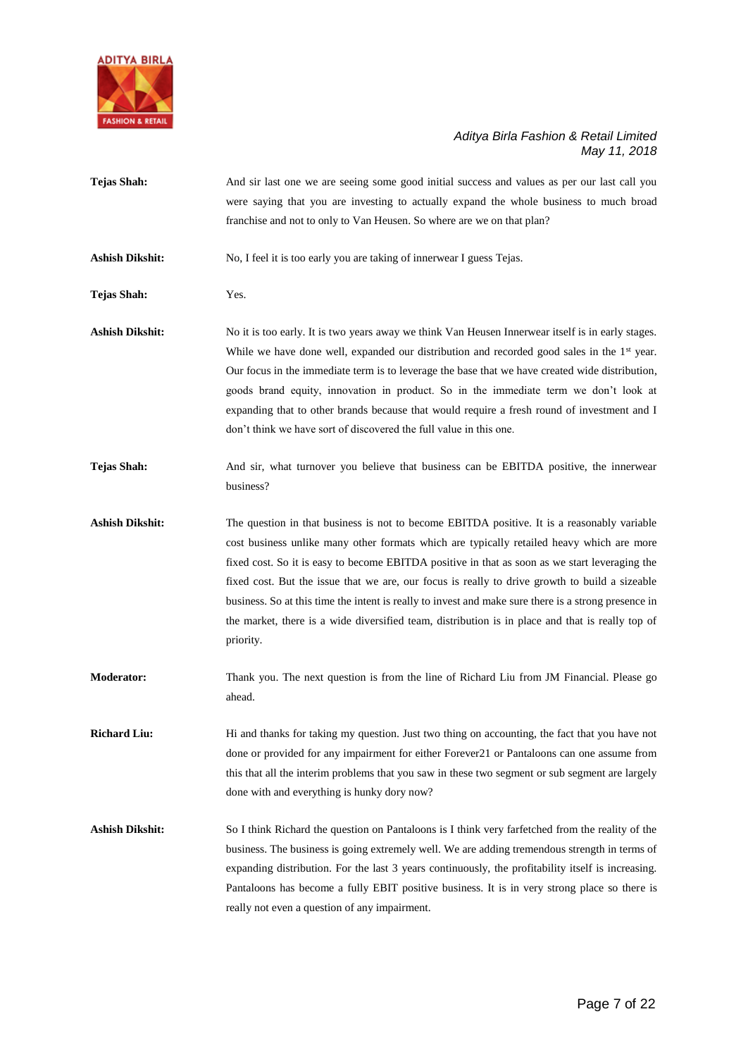**Tejas Shah:** And sir last one we are seeing some good initial success and values as per our last call you were saying that you are investing to actually expand the whole business to much broad franchise and not to only to Van Heusen. So where are we on that plan?

**Ashish Dikshit:** No, I feel it is too early you are taking of innerwear I guess Tejas.

**Tejas Shah:** Yes.

**Ashish Dikshit:** No it is too early. It is two years away we think Van Heusen Innerwear itself is in early stages. While we have done well, expanded our distribution and recorded good sales in the 1st year. Our focus in the immediate term is to leverage the base that we have created wide distribution, goods brand equity, innovation in product. So in the immediate term we don't look at expanding that to other brands because that would require a fresh round of investment and I don't think we have sort of discovered the full value in this one.

**Tejas Shah:** And sir, what turnover you believe that business can be EBITDA positive, the innerwear business?

**Ashish Dikshit:** The question in that business is not to become EBITDA positive. It is a reasonably variable cost business unlike many other formats which are typically retailed heavy which are more fixed cost. So it is easy to become EBITDA positive in that as soon as we start leveraging the fixed cost. But the issue that we are, our focus is really to drive growth to build a sizeable business. So at this time the intent is really to invest and make sure there is a strong presence in the market, there is a wide diversified team, distribution is in place and that is really top of priority.

**Moderator:** Thank you. The next question is from the line of Richard Liu from JM Financial. Please go ahead.

**Richard Liu:** Hi and thanks for taking my question. Just two thing on accounting, the fact that you have not done or provided for any impairment for either Forever21 or Pantaloons can one assume from this that all the interim problems that you saw in these two segment or sub segment are largely done with and everything is hunky dory now?

**Ashish Dikshit:** So I think Richard the question on Pantaloons is I think very farfetched from the reality of the business. The business is going extremely well. We are adding tremendous strength in terms of expanding distribution. For the last 3 years continuously, the profitability itself is increasing. Pantaloons has become a fully EBIT positive business. It is in very strong place so there is really not even a question of any impairment.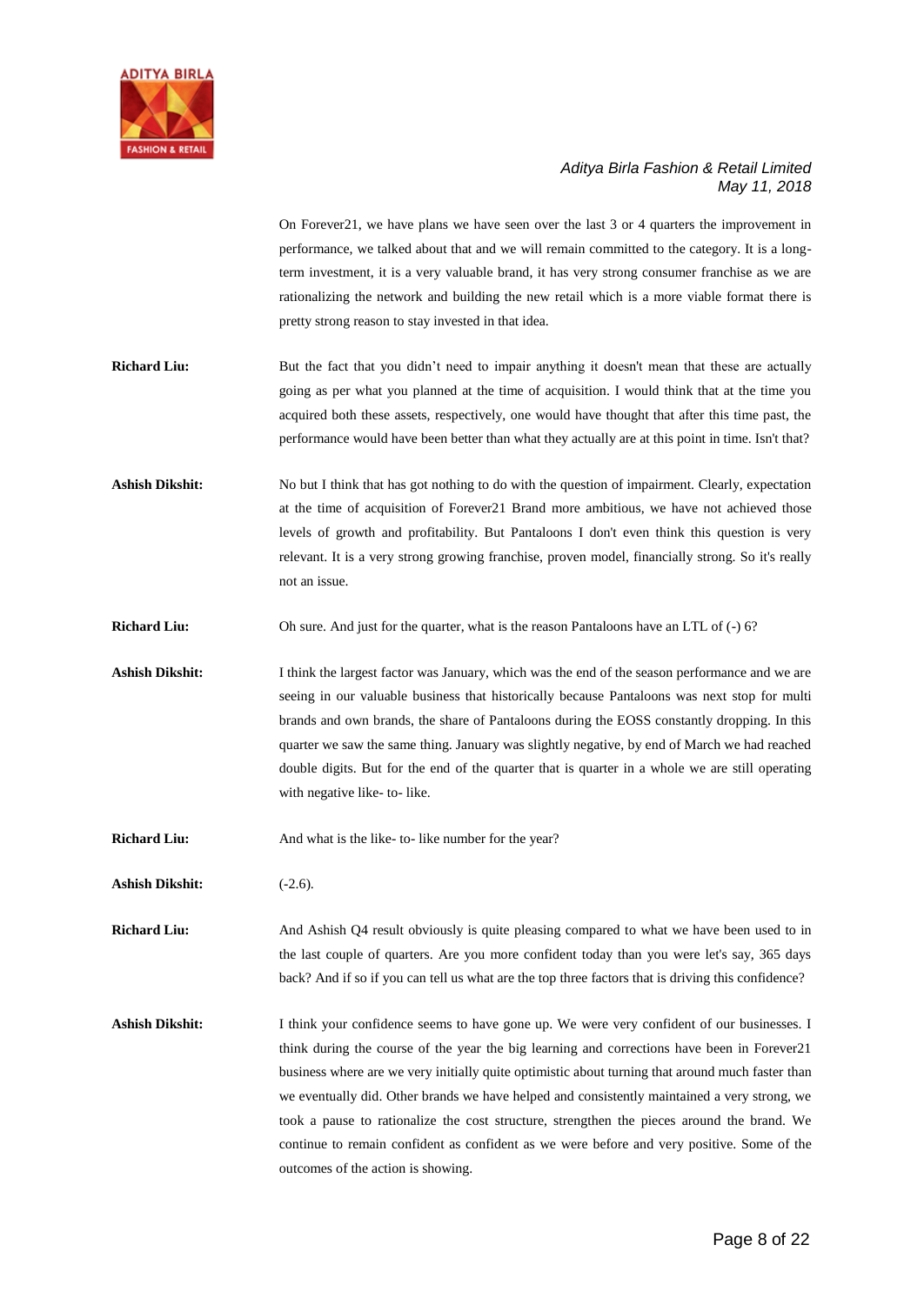On Forever21, we have plans we have seen over the last 3 or 4 quarters the improvement in performance, we talked about that and we will remain committed to the category. It is a long-term investment, it is a very valuable brand, it has very strong consumer franchise as we are rationalizing the network and building the new retail which is a more viable format there is pretty strong reason to stay invested in that idea.

**Richard Liu:** But the fact that you didn't need to impair anything it doesn't mean that these are actually going as per what you planned at the time of acquisition. I would think that at the time you acquired both these assets, respectively, one would have thought that after this time past, the performance would have been better than what they actually are at this point in time. Isn't that?

**Ashish Dikshit:** No but I think that has got nothing to do with the question of impairment. Clearly, expectation at the time of acquisition of Forever21 Brand more ambitious, we have not achieved those levels of growth and profitability. But Pantaloons I don't even think this question is very relevant. It is a very strong growing franchise, proven model, financially strong. So it's really not an issue.

**Richard Liu:** Oh sure. And just for the quarter, what is the reason Pantaloons have an LTL of (-) 6?

**Ashish Dikshit:** I think the largest factor was January, which was the end of the season performance and we are seeing in our valuable business that historically because Pantaloons was next stop for multi brands and own brands, the share of Pantaloons during the EOSS constantly dropping. In this quarter we saw the same thing. January was slightly negative, by end of March we had reached double digits. But for the end of the quarter that is quarter in a whole we are still operating with negative like- to- like.

**Richard Liu:** And what is the like- to- like number for the year?

**Ashish Dikshit:** (-2.6).

**Richard Liu:** And Ashish Q4 result obviously is quite pleasing compared to what we have been used to in the last couple of quarters. Are you more confident today than you were let's say, 365 days back? And if so if you can tell us what are the top three factors that is driving this confidence?

**Ashish Dikshit:** I think your confidence seems to have gone up. We were very confident of our businesses. I think during the course of the year the big learning and corrections have been in Forever21 business where are we very initially quite optimistic about turning that around much faster than we eventually did. Other brands we have helped and consistently maintained a very strong, we took a pause to rationalize the cost structure, strengthen the pieces around the brand. We continue to remain confident as confident as we were before and very positive. Some of the outcomes of the action is showing.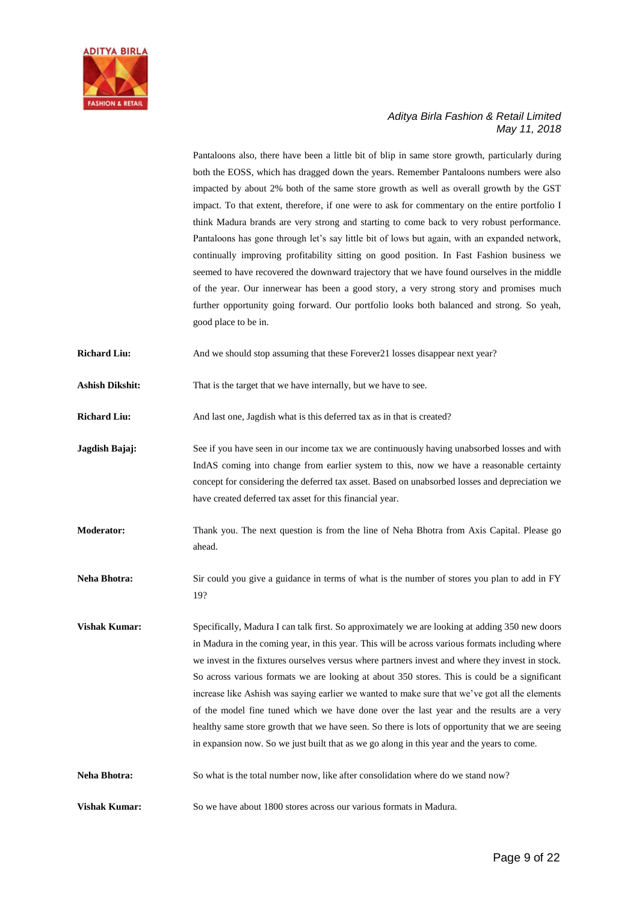Pantaloons also, there have been a little bit of blip in same store growth, particularly during both the EOSS, which has dragged down the years. Remember Pantaloons numbers were also impacted by about 2% both of the same store growth as well as overall growth by the GST impact. To that extent, therefore, if one were to ask for commentary on the entire portfolio I think Madura brands are very strong and starting to come back to very robust performance. Pantaloons has gone through let's say little bit of lows but again, with an expanded network, continually improving profitability sitting on good position. In Fast Fashion business we seemed to have recovered the downward trajectory that we have found ourselves in the middle of the year. Our innerwear has been a good story, a very strong story and promises much further opportunity going forward. Our portfolio looks both balanced and strong. So yeah, good place to be in.

**Richard Liu:** And we should stop assuming that these Forever21 losses disappear next year?

**Ashish Dikshit:** That is the target that we have internally, but we have to see.

**Richard Liu:** And last one, Jagdish what is this deferred tax as in that is created?

**Jagdish Bajaj:** See if you have seen in our income tax we are continuously having unabsorbed losses and with IndAS coming into change from earlier system to this, now we have a reasonable certainty concept for considering the deferred tax asset. Based on unabsorbed losses and depreciation we have created deferred tax asset for this financial year.

**Moderator:** Thank you. The next question is from the line of Neha Bhotra from Axis Capital. Please go ahead.

**Neha Bhotra:** Sir could you give a guidance in terms of what is the number of stores you plan to add in FY 19?

**Vishak Kumar:** Specifically, Madura I can talk first. So approximately we are looking at adding 350 new doors in Madura in the coming year, in this year. This will be across various formats including where we invest in the fixtures ourselves versus where partners invest and where they invest in stock. So across various formats we are looking at about 350 stores. This is could be a significant increase like Ashish was saying earlier we wanted to make sure that we've got all the elements of the model fine tuned which we have done over the last year and the results are a very healthy same store growth that we have seen. So there is lots of opportunity that we are seeing in expansion now. So we just built that as we go along in this year and the years to come.

**Neha Bhotra:** So what is the total number now, like after consolidation where do we stand now?

**Vishak Kumar:** So we have about 1800 stores across our various formats in Madura.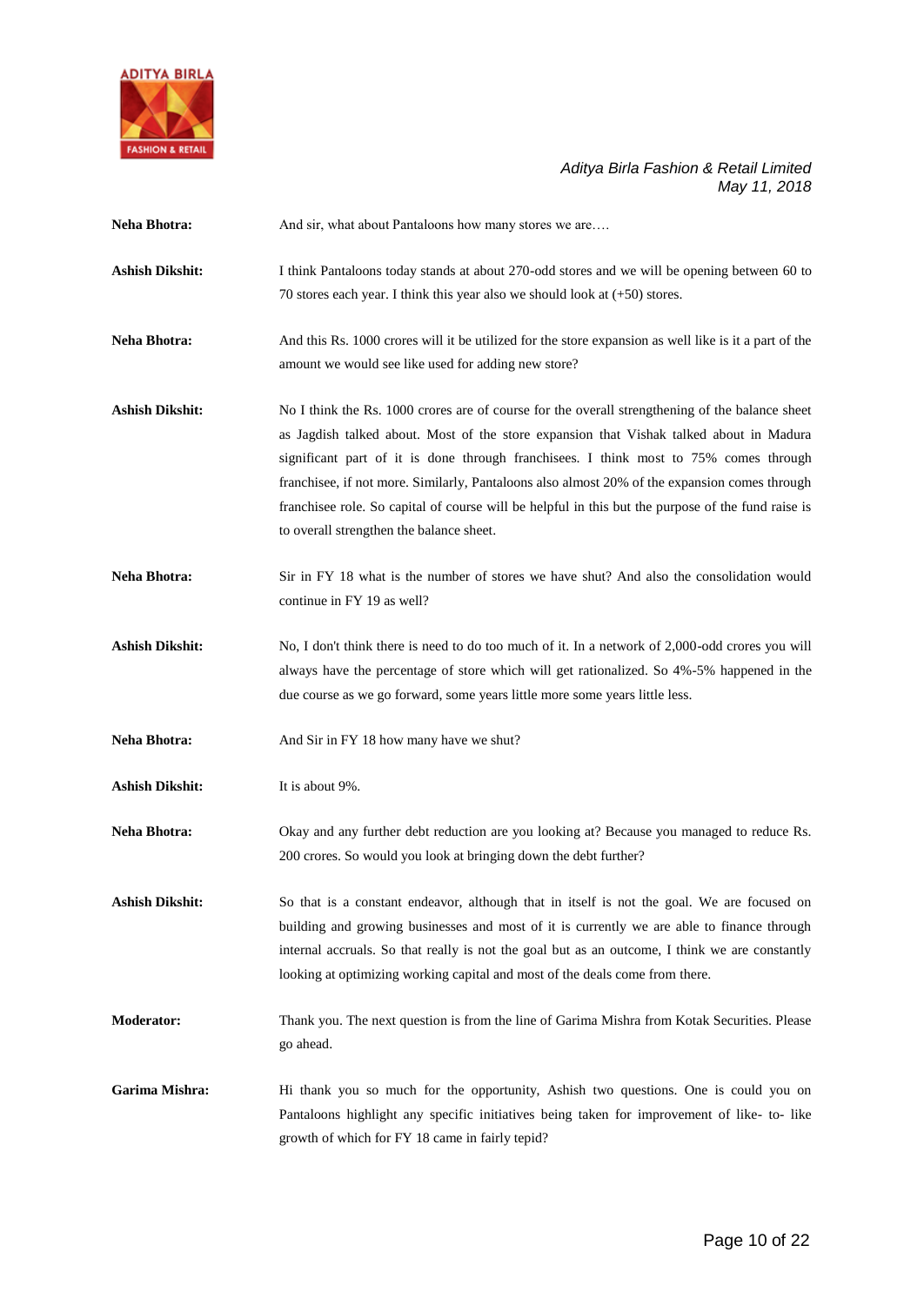**Neha Bhotra:** And sir, what about Pantaloons how many stores we are….

**Ashish Dikshit:** I think Pantaloons today stands at about 270-odd stores and we will be opening between 60 to 70 stores each year. I think this year also we should look at (+50) stores.

**Neha Bhotra:** And this Rs. 1000 crores will it be utilized for the store expansion as well like is it a part of the amount we would see like used for adding new store?

**Ashish Dikshit:** No I think the Rs. 1000 crores are of course for the overall strengthening of the balance sheet as Jagdish talked about. Most of the store expansion that Vishak talked about in Madura significant part of it is done through franchisees. I think most to 75% comes through franchisee, if not more. Similarly, Pantaloons also almost 20% of the expansion comes through franchisee role. So capital of course will be helpful in this but the purpose of the fund raise is to overall strengthen the balance sheet.

**Neha Bhotra:** Sir in FY 18 what is the number of stores we have shut? And also the consolidation would continue in FY 19 as well?

**Ashish Dikshit:** No, I don't think there is need to do too much of it. In a network of 2,000-odd crores you will always have the percentage of store which will get rationalized. So 4%-5% happened in the due course as we go forward, some years little more some years little less.

**Neha Bhotra:** And Sir in FY 18 how many have we shut?

**Ashish Dikshit:** It is about 9%.

**Neha Bhotra:** Okay and any further debt reduction are you looking at? Because you managed to reduce Rs. 200 crores. So would you look at bringing down the debt further?

**Ashish Dikshit:** So that is a constant endeavor, although that in itself is not the goal. We are focused on building and growing businesses and most of it is currently we are able to finance through internal accruals. So that really is not the goal but as an outcome, I think we are constantly looking at optimizing working capital and most of the deals come from there.

**Moderator:** Thank you. The next question is from the line of Garima Mishra from Kotak Securities. Please go ahead.

**Garima Mishra:** Hi thank you so much for the opportunity, Ashish two questions. One is could you on Pantaloons highlight any specific initiatives being taken for improvement of like- to- like growth of which for FY 18 came in fairly tepid?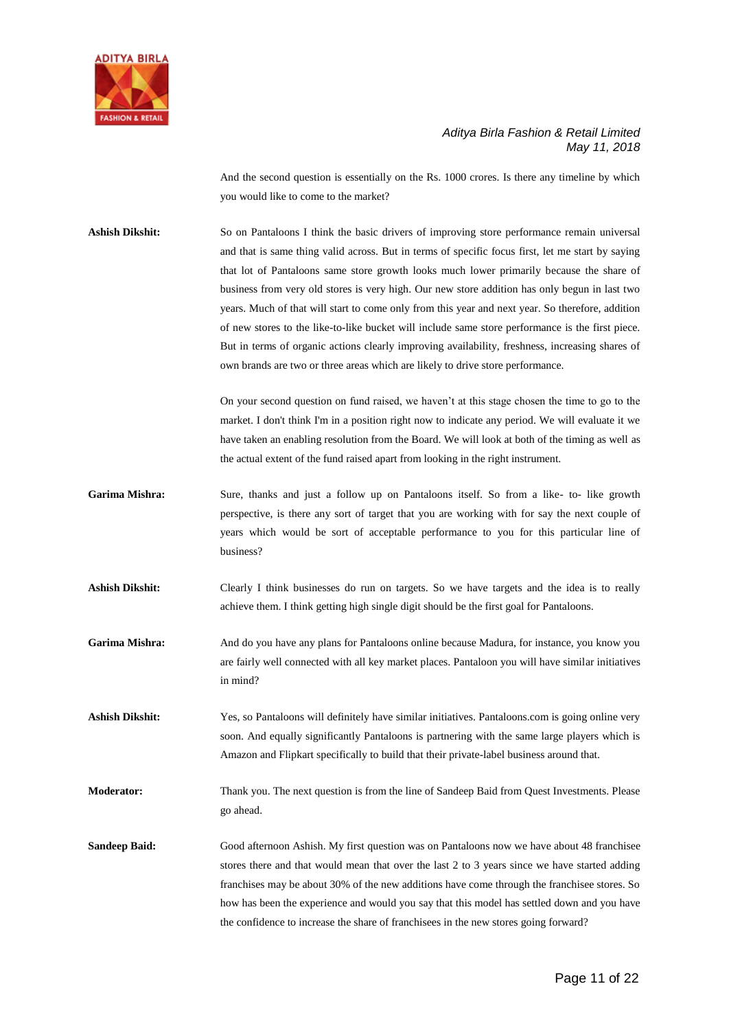And the second question is essentially on the Rs. 1000 crores. Is there any timeline by which you would like to come to the market?

**Ashish Dikshit:** So on Pantaloons I think the basic drivers of improving store performance remain universal and that is same thing valid across. But in terms of specific focus first, let me start by saying that lot of Pantaloons same store growth looks much lower primarily because the share of business from very old stores is very high. Our new store addition has only begun in last two years. Much of that will start to come only from this year and next year. So therefore, addition of new stores to the like-to-like bucket will include same store performance is the first piece. But in terms of organic actions clearly improving availability, freshness, increasing shares of own brands are two or three areas which are likely to drive store performance.

On your second question on fund raised, we haven't at this stage chosen the time to go to the market. I don't think I'm in a position right now to indicate any period. We will evaluate it we have taken an enabling resolution from the Board. We will look at both of the timing as well as the actual extent of the fund raised apart from looking in the right instrument.

**Garima Mishra:** Sure, thanks and just a follow up on Pantaloons itself. So from a like- to- like growth perspective, is there any sort of target that you are working with for say the next couple of years which would be sort of acceptable performance to you for this particular line of business?

**Ashish Dikshit:** Clearly I think businesses do run on targets. So we have targets and the idea is to really achieve them. I think getting high single digit should be the first goal for Pantaloons.

**Garima Mishra:** And do you have any plans for Pantaloons online because Madura, for instance, you know you are fairly well connected with all key market places. Pantaloon you will have similar initiatives in mind?

**Ashish Dikshit:** Yes, so Pantaloons will definitely have similar initiatives. Pantaloons.com is going online very soon. And equally significantly Pantaloons is partnering with the same large players which is Amazon and Flipkart specifically to build that their private-label business around that.

**Moderator:** Thank you. The next question is from the line of Sandeep Baid from Quest Investments. Please go ahead.

**Sandeep Baid:** Good afternoon Ashish. My first question was on Pantaloons now we have about 48 franchisee stores there and that would mean that over the last 2 to 3 years since we have started adding franchises may be about 30% of the new additions have come through the franchisee stores. So how has been the experience and would you say that this model has settled down and you have the confidence to increase the share of franchisees in the new stores going forward?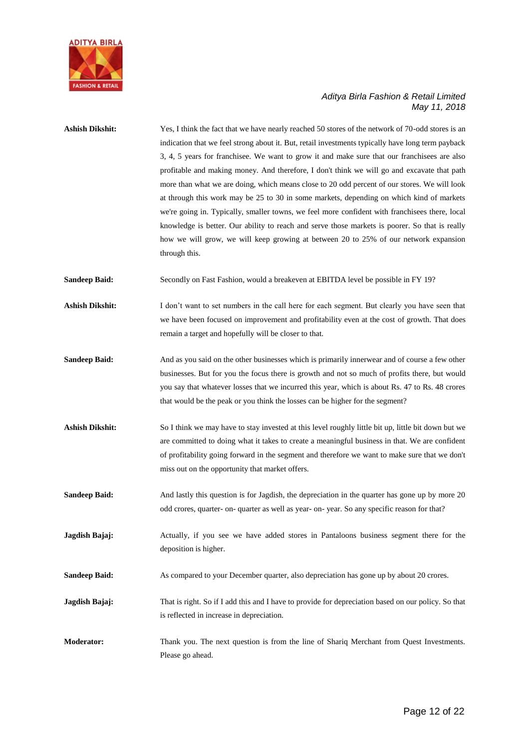**Ashish Dikshit:** Yes, I think the fact that we have nearly reached 50 stores of the network of 70-odd stores is an indication that we feel strong about it. But, retail investments typically have long term payback 3, 4, 5 years for franchisee. We want to grow it and make sure that our franchisees are also profitable and making money. And therefore, I don't think we will go and excavate that path more than what we are doing, which means close to 20 odd percent of our stores. We will look at through this work may be 25 to 30 in some markets, depending on which kind of markets we're going in. Typically, smaller towns, we feel more confident with franchisees there, local knowledge is better. Our ability to reach and serve those markets is poorer. So that is really how we will grow, we will keep growing at between 20 to 25% of our network expansion through this.

**Sandeep Baid:** Secondly on Fast Fashion, would a breakeven at EBITDA level be possible in FY 19?

**Ashish Dikshit:** I don't want to set numbers in the call here for each segment. But clearly you have seen that we have been focused on improvement and profitability even at the cost of growth. That does remain a target and hopefully will be closer to that.

**Sandeep Baid:** And as you said on the other businesses which is primarily innerwear and of course a few other businesses. But for you the focus there is growth and not so much of profits there, but would you say that whatever losses that we incurred this year, which is about Rs. 47 to Rs. 48 crores that would be the peak or you think the losses can be higher for the segment?

**Ashish Dikshit:** So I think we may have to stay invested at this level roughly little bit up, little bit down but we are committed to doing what it takes to create a meaningful business in that. We are confident of profitability going forward in the segment and therefore we want to make sure that we don't miss out on the opportunity that market offers.

**Sandeep Baid:** And lastly this question is for Jagdish, the depreciation in the quarter has gone up by more 20 odd crores, quarter- on- quarter as well as year- on- year. So any specific reason for that?

**Jagdish Bajaj:** Actually, if you see we have added stores in Pantaloons business segment there for the deposition is higher.

**Sandeep Baid:** As compared to your December quarter, also depreciation has gone up by about 20 crores.

**Jagdish Bajaj:** That is right. So if I add this and I have to provide for depreciation based on our policy. So that is reflected in increase in depreciation.

**Moderator:** Thank you. The next question is from the line of Shariq Merchant from Quest Investments. Please go ahead.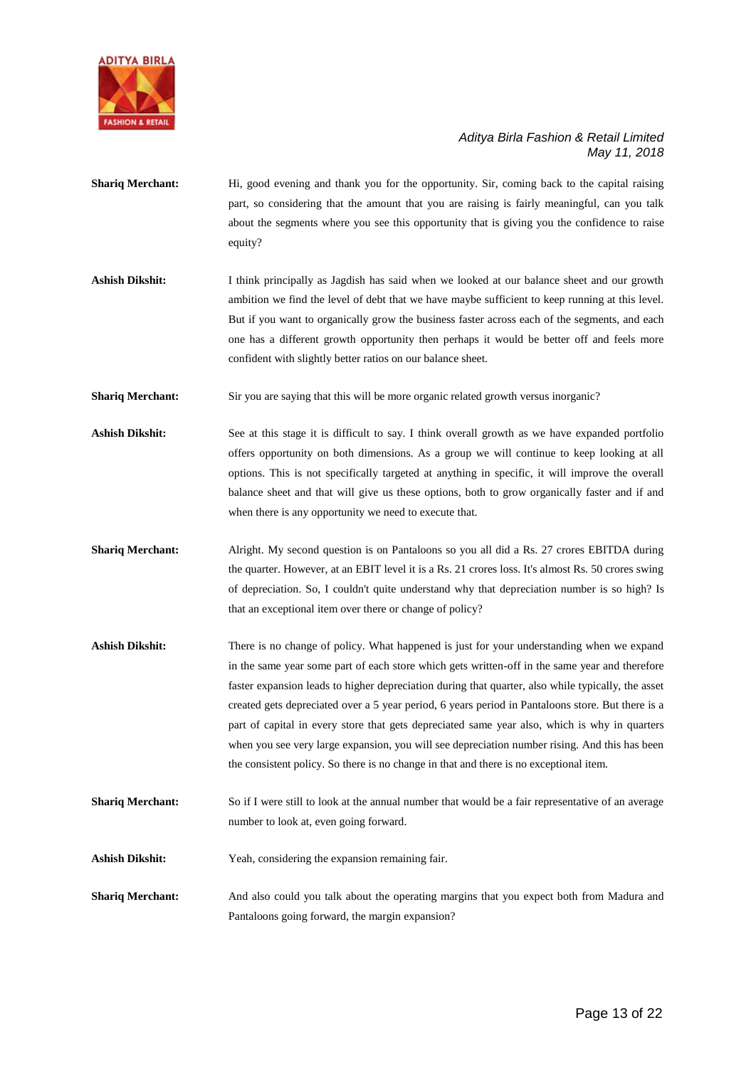**Shariq Merchant:** Hi, good evening and thank you for the opportunity. Sir, coming back to the capital raising part, so considering that the amount that you are raising is fairly meaningful, can you talk about the segments where you see this opportunity that is giving you the confidence to raise equity?

**Ashish Dikshit:** I think principally as Jagdish has said when we looked at our balance sheet and our growth ambition we find the level of debt that we have maybe sufficient to keep running at this level. But if you want to organically grow the business faster across each of the segments, and each one has a different growth opportunity then perhaps it would be better off and feels more confident with slightly better ratios on our balance sheet.

**Shariq Merchant:** Sir you are saying that this will be more organic related growth versus inorganic?

**Ashish Dikshit:** See at this stage it is difficult to say. I think overall growth as we have expanded portfolio offers opportunity on both dimensions. As a group we will continue to keep looking at all options. This is not specifically targeted at anything in specific, it will improve the overall balance sheet and that will give us these options, both to grow organically faster and if and when there is any opportunity we need to execute that.

**Shariq Merchant:** Alright. My second question is on Pantaloons so you all did a Rs. 27 crores EBITDA during the quarter. However, at an EBIT level it is a Rs. 21 crores loss. It's almost Rs. 50 crores swing of depreciation. So, I couldn't quite understand why that depreciation number is so high? Is that an exceptional item over there or change of policy?

**Ashish Dikshit:** There is no change of policy. What happened is just for your understanding when we expand in the same year some part of each store which gets written-off in the same year and therefore faster expansion leads to higher depreciation during that quarter, also while typically, the asset created gets depreciated over a 5 year period, 6 years period in Pantaloons store. But there is a part of capital in every store that gets depreciated same year also, which is why in quarters when you see very large expansion, you will see depreciation number rising. And this has been the consistent policy. So there is no change in that and there is no exceptional item.

**Shariq Merchant:** So if I were still to look at the annual number that would be a fair representative of an average number to look at, even going forward.

**Ashish Dikshit:** Yeah, considering the expansion remaining fair.

**Shariq Merchant:** And also could you talk about the operating margins that you expect both from Madura and Pantaloons going forward, the margin expansion?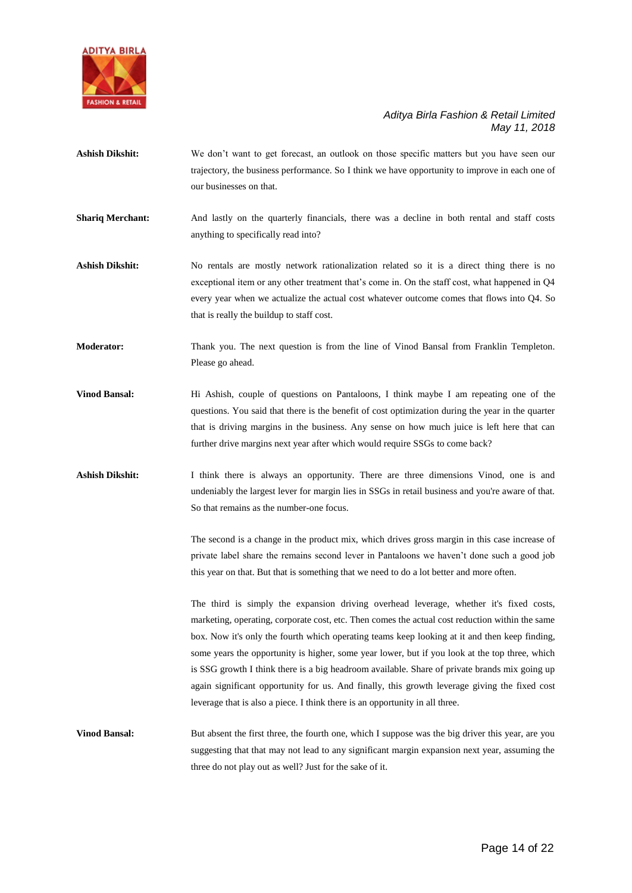**Ashish Dikshit:** We don't want to get forecast, an outlook on those specific matters but you have seen our trajectory, the business performance. So I think we have opportunity to improve in each one of our businesses on that.

**Shariq Merchant:** And lastly on the quarterly financials, there was a decline in both rental and staff costs anything to specifically read into?

**Ashish Dikshit:** No rentals are mostly network rationalization related so it is a direct thing there is no exceptional item or any other treatment that's come in. On the staff cost, what happened in Q4 every year when we actualize the actual cost whatever outcome comes that flows into Q4. So that is really the buildup to staff cost.

**Moderator:** Thank you. The next question is from the line of Vinod Bansal from Franklin Templeton. Please go ahead.

**Vinod Bansal:** Hi Ashish, couple of questions on Pantaloons, I think maybe I am repeating one of the questions. You said that there is the benefit of cost optimization during the year in the quarter that is driving margins in the business. Any sense on how much juice is left here that can further drive margins next year after which would require SSGs to come back?

**Ashish Dikshit:** I think there is always an opportunity. There are three dimensions Vinod, one is and undeniably the largest lever for margin lies in SSGs in retail business and you're aware of that. So that remains as the number-one focus.

The second is a change in the product mix, which drives gross margin in this case increase of private label share the remains second lever in Pantaloons we haven't done such a good job this year on that. But that is something that we need to do a lot better and more often.

The third is simply the expansion driving overhead leverage, whether it's fixed costs, marketing, operating, corporate cost, etc. Then comes the actual cost reduction within the same box. Now it's only the fourth which operating teams keep looking at it and then keep finding, some years the opportunity is higher, some year lower, but if you look at the top three, which is SSG growth I think there is a big headroom available. Share of private brands mix going up again significant opportunity for us. And finally, this growth leverage giving the fixed cost leverage that is also a piece. I think there is an opportunity in all three.

**Vinod Bansal:** But absent the first three, the fourth one, which I suppose was the big driver this year, are you suggesting that that may not lead to any significant margin expansion next year, assuming the three do not play out as well? Just for the sake of it.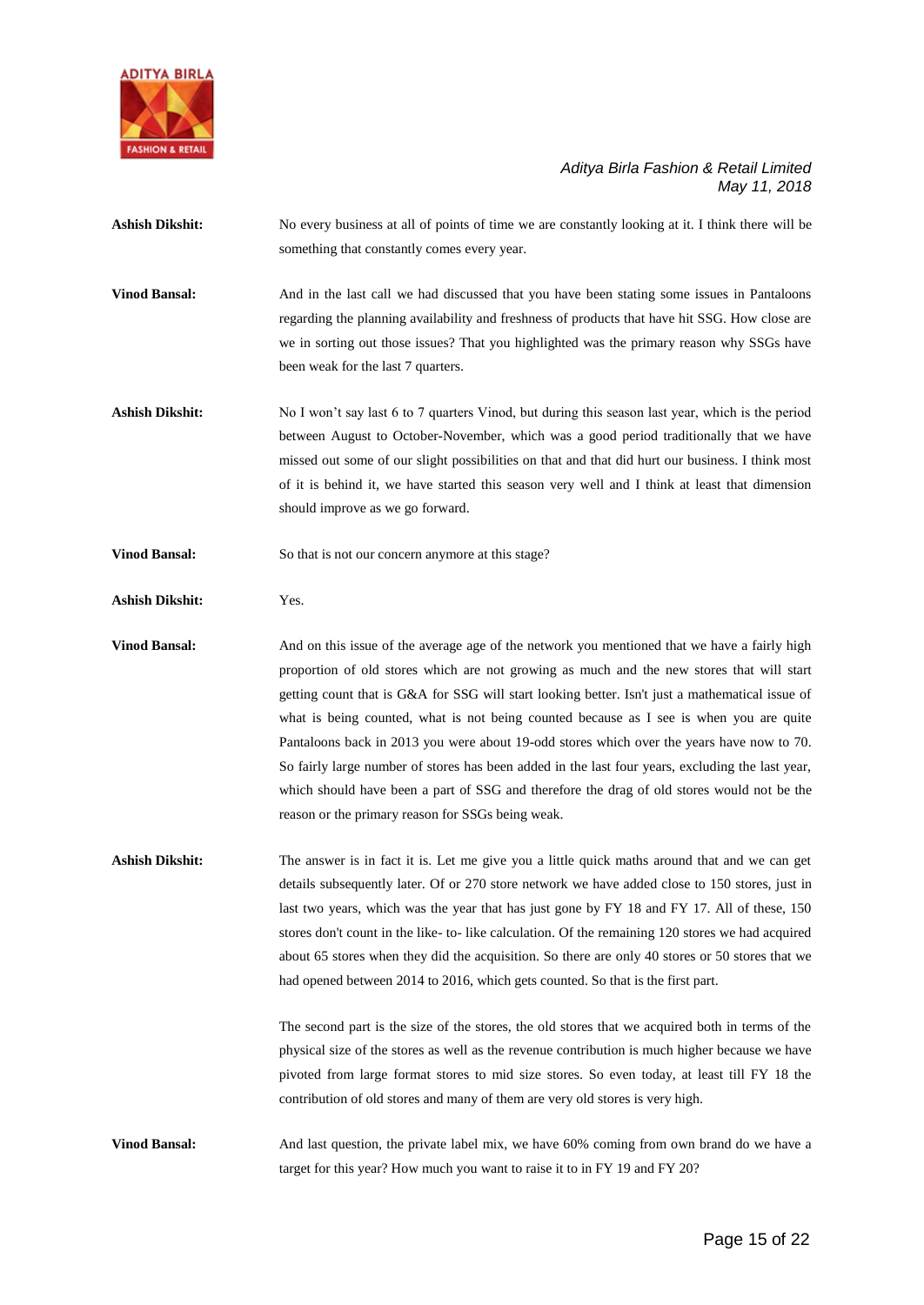**Ashish Dikshit:** No every business at all of points of time we are constantly looking at it. I think there will be something that constantly comes every year.

**Vinod Bansal:** And in the last call we had discussed that you have been stating some issues in Pantaloons regarding the planning availability and freshness of products that have hit SSG. How close are we in sorting out those issues? That you highlighted was the primary reason why SSGs have been weak for the last 7 quarters.

**Ashish Dikshit:** No I won't say last 6 to 7 quarters Vinod, but during this season last year, which is the period between August to October-November, which was a good period traditionally that we have missed out some of our slight possibilities on that and that did hurt our business. I think most of it is behind it, we have started this season very well and I think at least that dimension should improve as we go forward.

**Vinod Bansal:** So that is not our concern anymore at this stage?

**Ashish Dikshit:** Yes.

**Vinod Bansal:** And on this issue of the average age of the network you mentioned that we have a fairly high proportion of old stores which are not growing as much and the new stores that will start getting count that is G&A for SSG will start looking better. Isn't just a mathematical issue of what is being counted, what is not being counted because as I see is when you are quite Pantaloons back in 2013 you were about 19-odd stores which over the years have now to 70. So fairly large number of stores has been added in the last four years, excluding the last year, which should have been a part of SSG and therefore the drag of old stores would not be the reason or the primary reason for SSGs being weak.

**Ashish Dikshit:** The answer is in fact it is. Let me give you a little quick maths around that and we can get details subsequently later. Of or 270 store network we have added close to 150 stores, just in last two years, which was the year that has just gone by FY 18 and FY 17. All of these, 150 stores don't count in the like- to- like calculation. Of the remaining 120 stores we had acquired about 65 stores when they did the acquisition. So there are only 40 stores or 50 stores that we had opened between 2014 to 2016, which gets counted. So that is the first part.

The second part is the size of the stores, the old stores that we acquired both in terms of the physical size of the stores as well as the revenue contribution is much higher because we have pivoted from large format stores to mid size stores. So even today, at least till FY 18 the contribution of old stores and many of them are very old stores is very high.

**Vinod Bansal:** And last question, the private label mix, we have 60% coming from own brand do we have a target for this year? How much you want to raise it to in FY 19 and FY 20?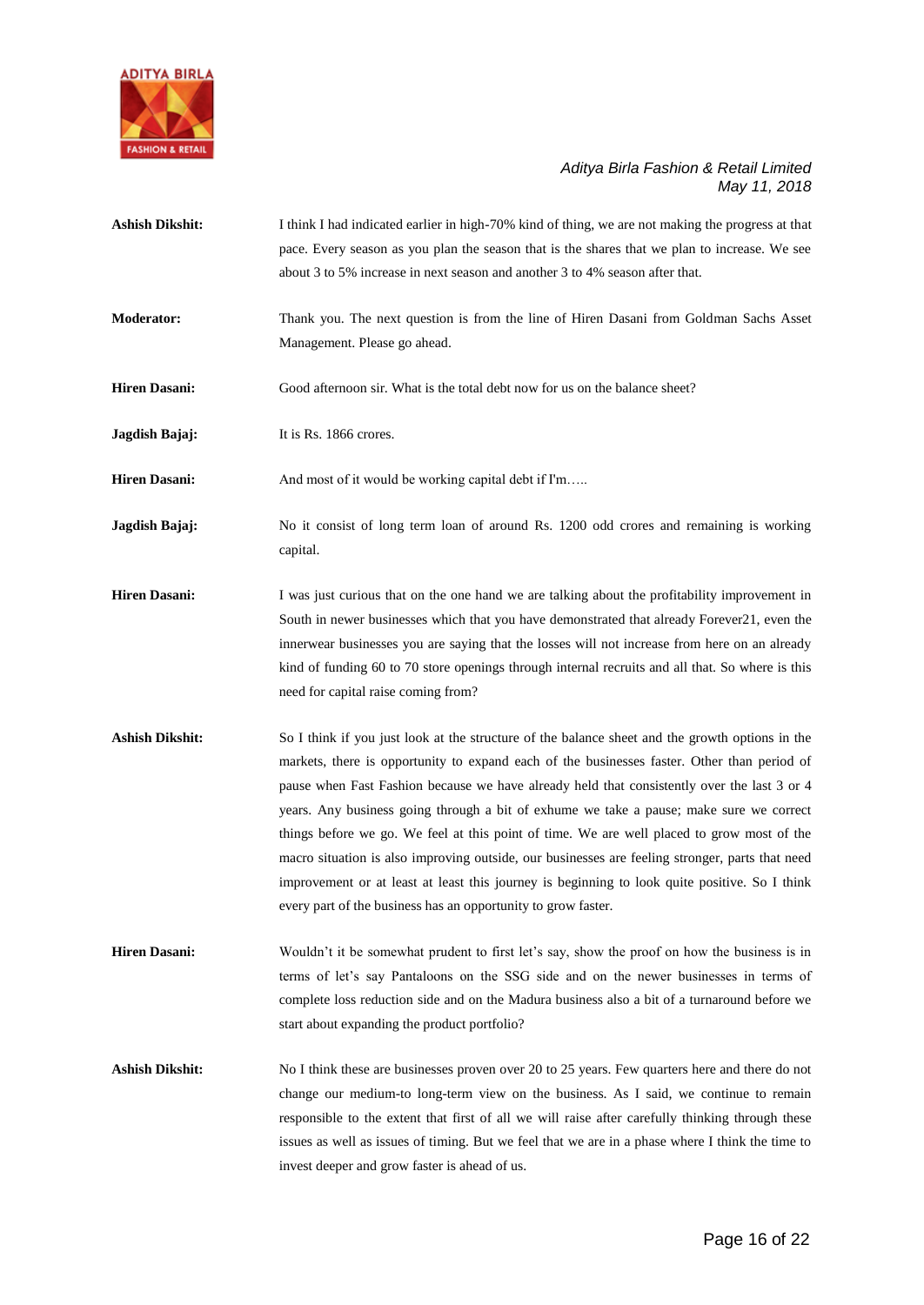**Ashish Dikshit:** I think I had indicated earlier in high-70% kind of thing, we are not making the progress at that pace. Every season as you plan the season that is the shares that we plan to increase. We see about 3 to 5% increase in next season and another 3 to 4% season after that.

**Moderator:** Thank you. The next question is from the line of Hiren Dasani from Goldman Sachs Asset Management. Please go ahead.

**Hiren Dasani:** Good afternoon sir. What is the total debt now for us on the balance sheet?

**Jagdish Bajaj:** It is Rs. 1866 crores.

**Hiren Dasani:** And most of it would be working capital debt if I'm…..

**Jagdish Bajaj:** No it consist of long term loan of around Rs. 1200 odd crores and remaining is working capital.

**Hiren Dasani:** I was just curious that on the one hand we are talking about the profitability improvement in South in newer businesses which that you have demonstrated that already Forever21, even the innerwear businesses you are saying that the losses will not increase from here on an already kind of funding 60 to 70 store openings through internal recruits and all that. So where is this need for capital raise coming from?

**Ashish Dikshit:** So I think if you just look at the structure of the balance sheet and the growth options in the markets, there is opportunity to expand each of the businesses faster. Other than period of pause when Fast Fashion because we have already held that consistently over the last 3 or 4 years. Any business going through a bit of exhume we take a pause; make sure we correct things before we go. We feel at this point of time. We are well placed to grow most of the macro situation is also improving outside, our businesses are feeling stronger, parts that need improvement or at least at least this journey is beginning to look quite positive. So I think every part of the business has an opportunity to grow faster.

**Hiren Dasani:** Wouldn't it be somewhat prudent to first let's say, show the proof on how the business is in terms of let's say Pantaloons on the SSG side and on the newer businesses in terms of complete loss reduction side and on the Madura business also a bit of a turnaround before we start about expanding the product portfolio?

**Ashish Dikshit:** No I think these are businesses proven over 20 to 25 years. Few quarters here and there do not change our medium-to long-term view on the business. As I said, we continue to remain responsible to the extent that first of all we will raise after carefully thinking through these issues as well as issues of timing. But we feel that we are in a phase where I think the time to invest deeper and grow faster is ahead of us.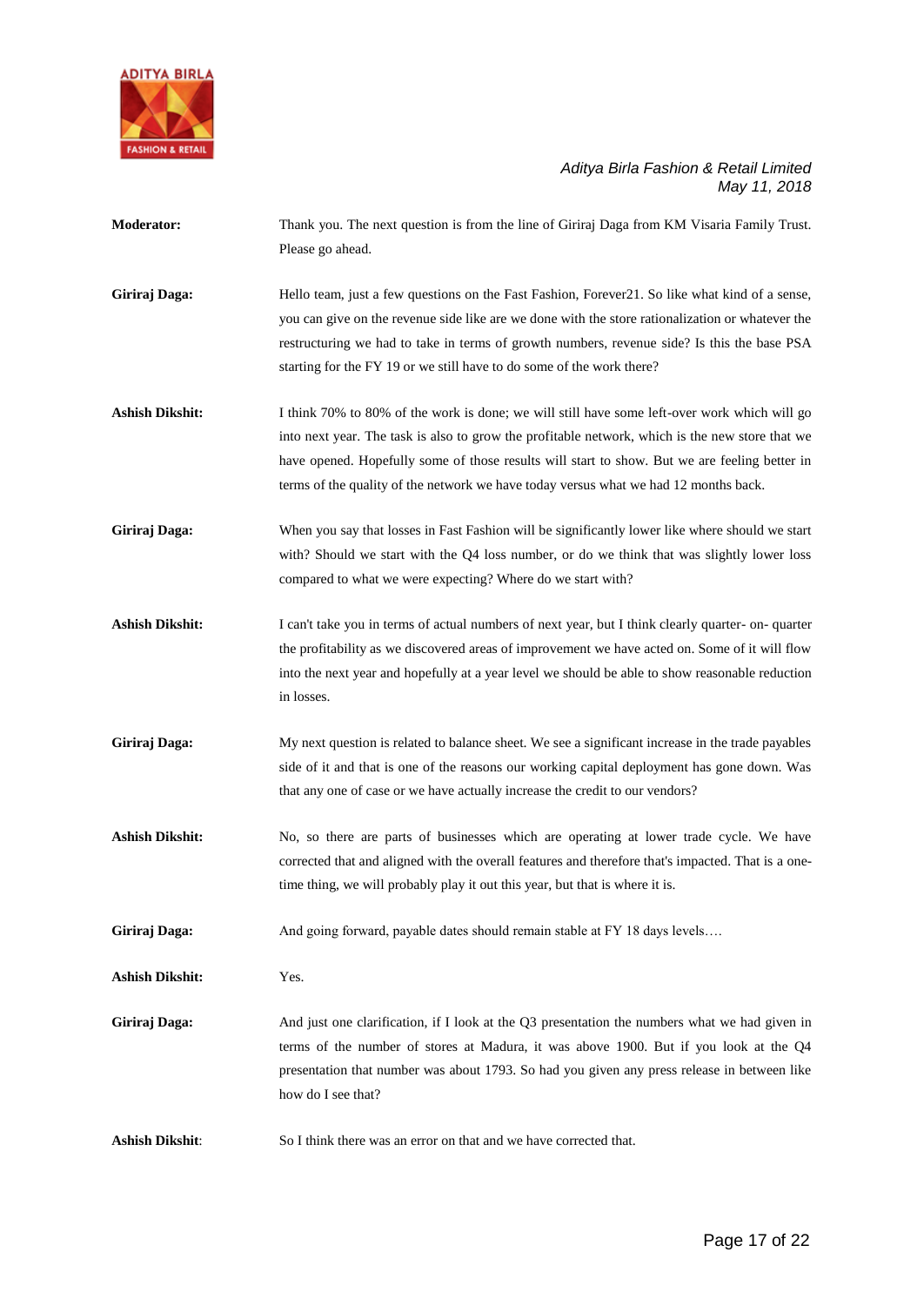**Moderator:** Thank you. The next question is from the line of Giriraj Daga from KM Visaria Family Trust. Please go ahead.

**Giriraj Daga:** Hello team, just a few questions on the Fast Fashion, Forever21. So like what kind of a sense, you can give on the revenue side like are we done with the store rationalization or whatever the restructuring we had to take in terms of growth numbers, revenue side? Is this the base PSA starting for the FY 19 or we still have to do some of the work there?

**Ashish Dikshit:** I think 70% to 80% of the work is done; we will still have some left-over work which will go into next year. The task is also to grow the profitable network, which is the new store that we have opened. Hopefully some of those results will start to show. But we are feeling better in terms of the quality of the network we have today versus what we had 12 months back.

**Giriraj Daga:** When you say that losses in Fast Fashion will be significantly lower like where should we start with? Should we start with the Q4 loss number, or do we think that was slightly lower loss compared to what we were expecting? Where do we start with?

**Ashish Dikshit:** I can't take you in terms of actual numbers of next year, but I think clearly quarter- on- quarter the profitability as we discovered areas of improvement we have acted on. Some of it will flow into the next year and hopefully at a year level we should be able to show reasonable reduction in losses.

**Giriraj Daga:** My next question is related to balance sheet. We see a significant increase in the trade payables side of it and that is one of the reasons our working capital deployment has gone down. Was that any one of case or we have actually increase the credit to our vendors?

**Ashish Dikshit:** No, so there are parts of businesses which are operating at lower trade cycle. We have corrected that and aligned with the overall features and therefore that's impacted. That is a one-time thing, we will probably play it out this year, but that is where it is.

**Giriraj Daga:** And going forward, payable dates should remain stable at FY 18 days levels….

**Ashish Dikshit:** Yes.

**Giriraj Daga:** And just one clarification, if I look at the Q3 presentation the numbers what we had given in terms of the number of stores at Madura, it was above 1900. But if you look at the Q4 presentation that number was about 1793. So had you given any press release in between like how do I see that?

**Ashish Dikshit**: So I think there was an error on that and we have corrected that.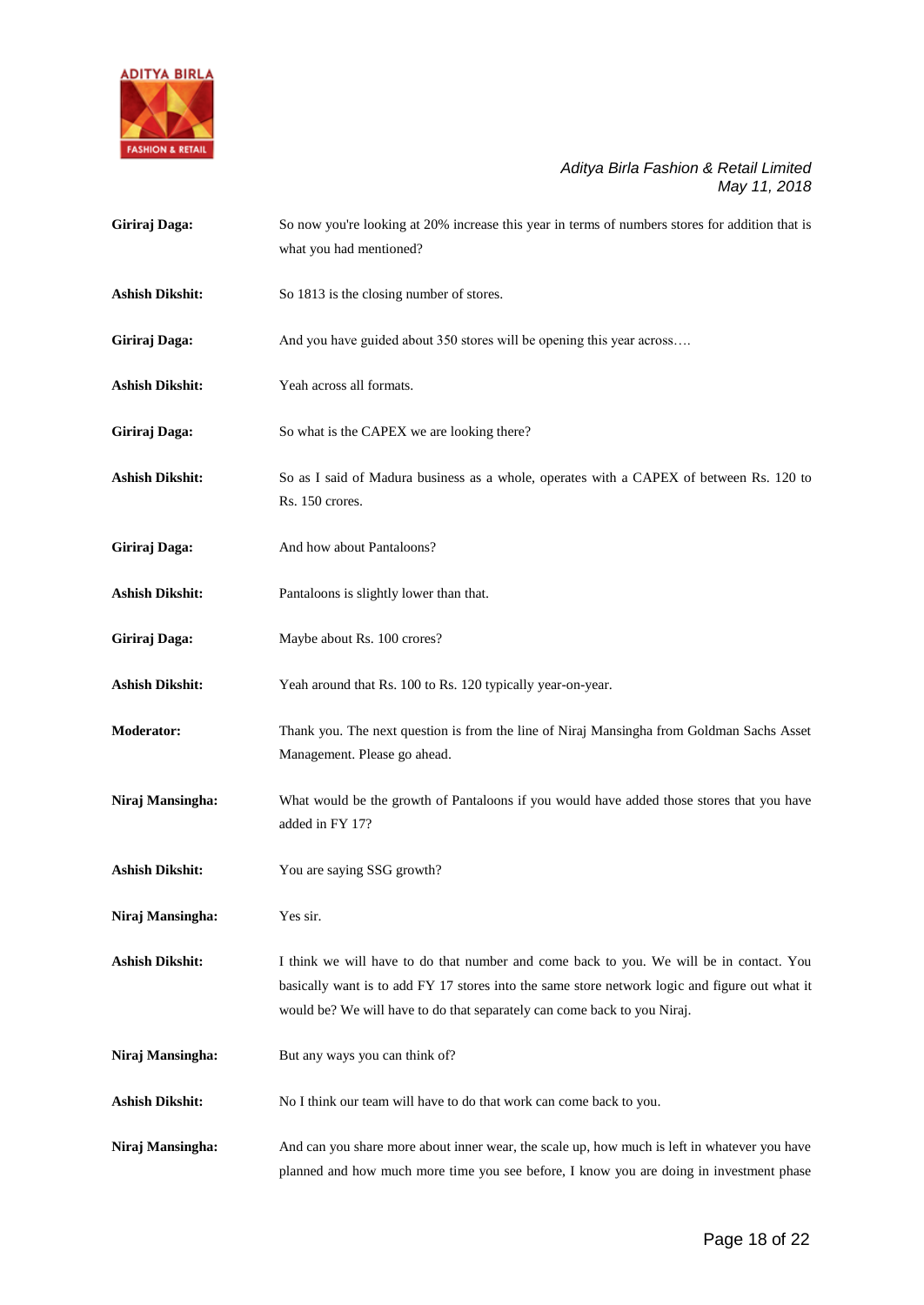**Giriraj Daga:** So now you're looking at 20% increase this year in terms of numbers stores for addition that is what you had mentioned?

**Ashish Dikshit:** So 1813 is the closing number of stores.

**Giriraj Daga:** And you have guided about 350 stores will be opening this year across….

**Ashish Dikshit:** Yeah across all formats.

**Giriraj Daga:** So what is the CAPEX we are looking there?

**Ashish Dikshit:** So as I said of Madura business as a whole, operates with a CAPEX of between Rs. 120 to Rs. 150 crores.

**Giriraj Daga:** And how about Pantaloons?

**Ashish Dikshit:** Pantaloons is slightly lower than that.

**Giriraj Daga:** Maybe about Rs. 100 crores?

**Ashish Dikshit:** Yeah around that Rs. 100 to Rs. 120 typically year-on-year.

**Moderator:** Thank you. The next question is from the line of Niraj Mansingha from Goldman Sachs Asset Management. Please go ahead.

**Niraj Mansingha:** What would be the growth of Pantaloons if you would have added those stores that you have added in FY 17?

**Ashish Dikshit:** You are saying SSG growth?

**Niraj Mansingha:** Yes sir.

**Ashish Dikshit:** I think we will have to do that number and come back to you. We will be in contact. You basically want is to add FY 17 stores into the same store network logic and figure out what it would be? We will have to do that separately can come back to you Niraj.

**Niraj Mansingha:** But any ways you can think of?

**Ashish Dikshit:** No I think our team will have to do that work can come back to you.

**Niraj Mansingha:** And can you share more about inner wear, the scale up, how much is left in whatever you have planned and how much more time you see before, I know you are doing in investment phase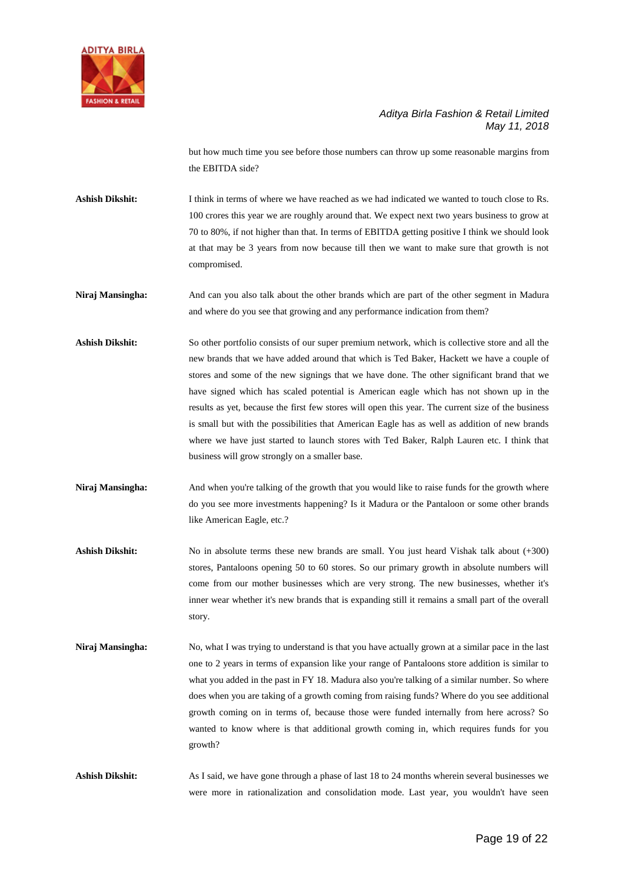but how much time you see before those numbers can throw up some reasonable margins from the EBITDA side?

**Ashish Dikshit:** I think in terms of where we have reached as we had indicated we wanted to touch close to Rs. 100 crores this year we are roughly around that. We expect next two years business to grow at 70 to 80%, if not higher than that. In terms of EBITDA getting positive I think we should look at that may be 3 years from now because till then we want to make sure that growth is not compromised.

**Niraj Mansingha:** And can you also talk about the other brands which are part of the other segment in Madura and where do you see that growing and any performance indication from them?

**Ashish Dikshit:** So other portfolio consists of our super premium network, which is collective store and all the new brands that we have added around that which is Ted Baker, Hackett we have a couple of stores and some of the new signings that we have done. The other significant brand that we have signed which has scaled potential is American eagle which has not shown up in the results as yet, because the first few stores will open this year. The current size of the business is small but with the possibilities that American Eagle has as well as addition of new brands where we have just started to launch stores with Ted Baker, Ralph Lauren etc. I think that business will grow strongly on a smaller base.

**Niraj Mansingha:** And when you're talking of the growth that you would like to raise funds for the growth where do you see more investments happening? Is it Madura or the Pantaloon or some other brands like American Eagle, etc.?

**Ashish Dikshit:** No in absolute terms these new brands are small. You just heard Vishak talk about (+300) stores, Pantaloons opening 50 to 60 stores. So our primary growth in absolute numbers will come from our mother businesses which are very strong. The new businesses, whether it's inner wear whether it's new brands that is expanding still it remains a small part of the overall story.

**Niraj Mansingha:** No, what I was trying to understand is that you have actually grown at a similar pace in the last one to 2 years in terms of expansion like your range of Pantaloons store addition is similar to what you added in the past in FY 18. Madura also you're talking of a similar number. So where does when you are taking of a growth coming from raising funds? Where do you see additional growth coming on in terms of, because those were funded internally from here across? So wanted to know where is that additional growth coming in, which requires funds for you growth?

**Ashish Dikshit:** As I said, we have gone through a phase of last 18 to 24 months wherein several businesses we were more in rationalization and consolidation mode. Last year, you wouldn't have seen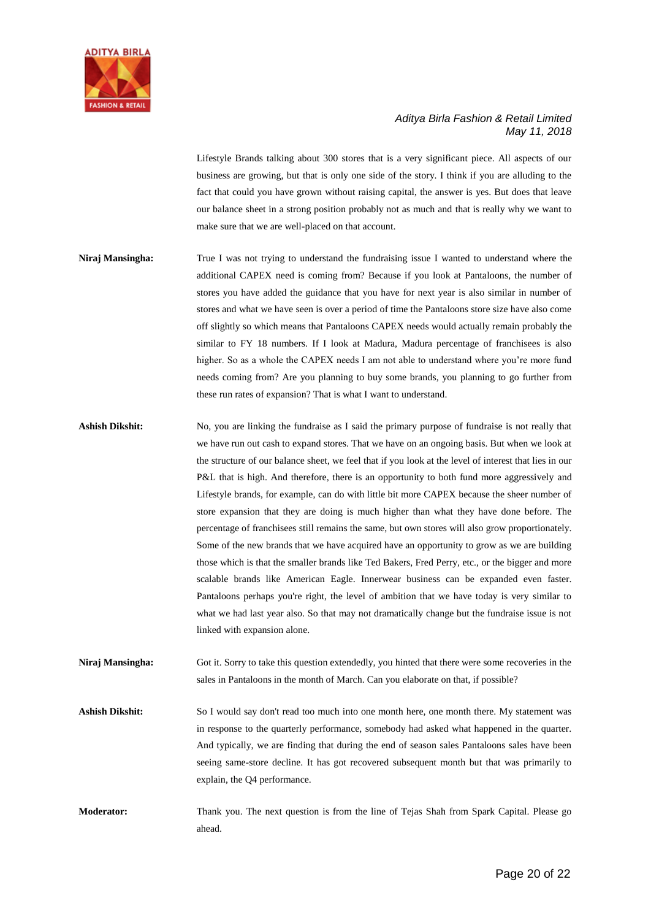Lifestyle Brands talking about 300 stores that is a very significant piece. All aspects of our business are growing, but that is only one side of the story. I think if you are alluding to the fact that could you have grown without raising capital, the answer is yes. But does that leave our balance sheet in a strong position probably not as much and that is really why we want to make sure that we are well-placed on that account.

**Niraj Mansingha:** True I was not trying to understand the fundraising issue I wanted to understand where the additional CAPEX need is coming from? Because if you look at Pantaloons, the number of stores you have added the guidance that you have for next year is also similar in number of stores and what we have seen is over a period of time the Pantaloons store size have also come off slightly so which means that Pantaloons CAPEX needs would actually remain probably the similar to FY 18 numbers. If I look at Madura, Madura percentage of franchisees is also higher. So as a whole the CAPEX needs I am not able to understand where you're more fund needs coming from? Are you planning to buy some brands, you planning to go further from these run rates of expansion? That is what I want to understand.

**Ashish Dikshit:** No, you are linking the fundraise as I said the primary purpose of fundraise is not really that we have run out cash to expand stores. That we have on an ongoing basis. But when we look at the structure of our balance sheet, we feel that if you look at the level of interest that lies in our P&L that is high. And therefore, there is an opportunity to both fund more aggressively and Lifestyle brands, for example, can do with little bit more CAPEX because the sheer number of store expansion that they are doing is much higher than what they have done before. The percentage of franchisees still remains the same, but own stores will also grow proportionately. Some of the new brands that we have acquired have an opportunity to grow as we are building those which is that the smaller brands like Ted Bakers, Fred Perry, etc., or the bigger and more scalable brands like American Eagle. Innerwear business can be expanded even faster. Pantaloons perhaps you're right, the level of ambition that we have today is very similar to what we had last year also. So that may not dramatically change but the fundraise issue is not linked with expansion alone.

**Niraj Mansingha:** Got it. Sorry to take this question extendedly, you hinted that there were some recoveries in the sales in Pantaloons in the month of March. Can you elaborate on that, if possible?

**Ashish Dikshit:** So I would say don't read too much into one month here, one month there. My statement was in response to the quarterly performance, somebody had asked what happened in the quarter. And typically, we are finding that during the end of season sales Pantaloons sales have been seeing same-store decline. It has got recovered subsequent month but that was primarily to explain, the Q4 performance.

**Moderator:** Thank you. The next question is from the line of Tejas Shah from Spark Capital. Please go ahead.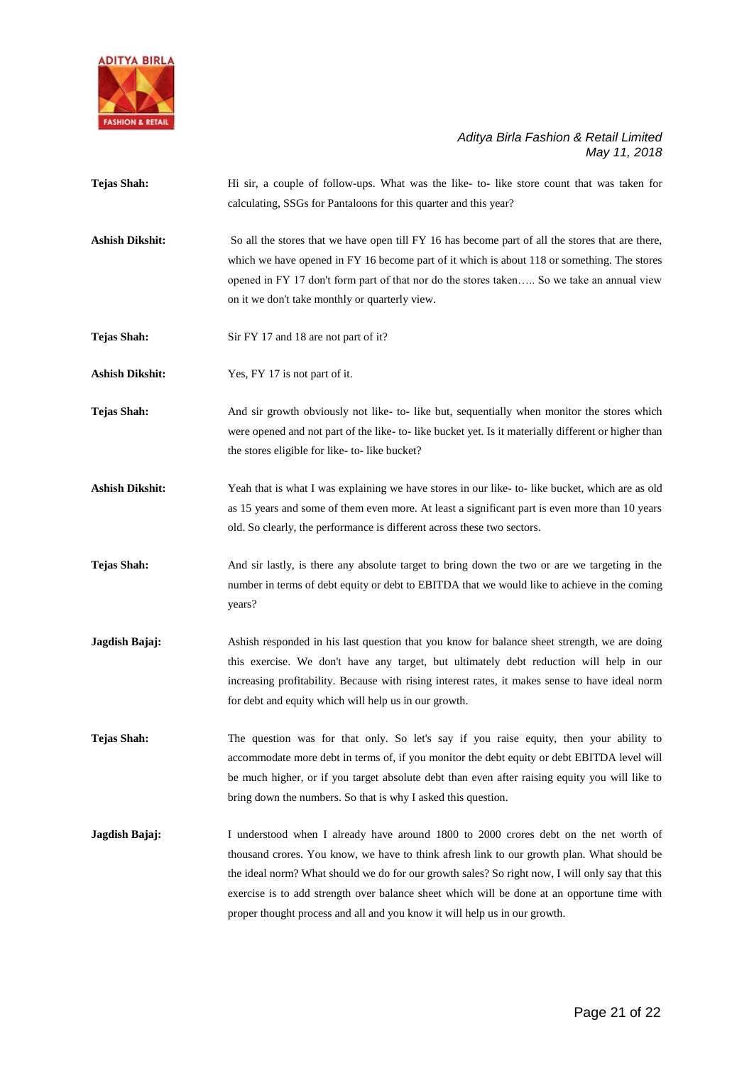**Tejas Shah:** Hi sir, a couple of follow-ups. What was the like- to- like store count that was taken for calculating, SSGs for Pantaloons for this quarter and this year?

**Ashish Dikshit:** So all the stores that we have open till FY 16 has become part of all the stores that are there, which we have opened in FY 16 become part of it which is about 118 or something. The stores opened in FY 17 don't form part of that nor do the stores taken….. So we take an annual view on it we don't take monthly or quarterly view.

**Tejas Shah:** Sir FY 17 and 18 are not part of it?

**Ashish Dikshit:** Yes, FY 17 is not part of it.

**Tejas Shah:** And sir growth obviously not like- to- like but, sequentially when monitor the stores which were opened and not part of the like- to- like bucket yet. Is it materially different or higher than the stores eligible for like- to- like bucket?

**Ashish Dikshit:** Yeah that is what I was explaining we have stores in our like- to- like bucket, which are as old as 15 years and some of them even more. At least a significant part is even more than 10 years old. So clearly, the performance is different across these two sectors.

**Tejas Shah:** And sir lastly, is there any absolute target to bring down the two or are we targeting in the number in terms of debt equity or debt to EBITDA that we would like to achieve in the coming years?

**Jagdish Bajaj:** Ashish responded in his last question that you know for balance sheet strength, we are doing this exercise. We don't have any target, but ultimately debt reduction will help in our increasing profitability. Because with rising interest rates, it makes sense to have ideal norm for debt and equity which will help us in our growth.

**Tejas Shah:** The question was for that only. So let's say if you raise equity, then your ability to accommodate more debt in terms of, if you monitor the debt equity or debt EBITDA level will be much higher, or if you target absolute debt than even after raising equity you will like to bring down the numbers. So that is why I asked this question.

**Jagdish Bajaj:** I understood when I already have around 1800 to 2000 crores debt on the net worth of thousand crores. You know, we have to think afresh link to our growth plan. What should be the ideal norm? What should we do for our growth sales? So right now, I will only say that this exercise is to add strength over balance sheet which will be done at an opportune time with proper thought process and all and you know it will help us in our growth.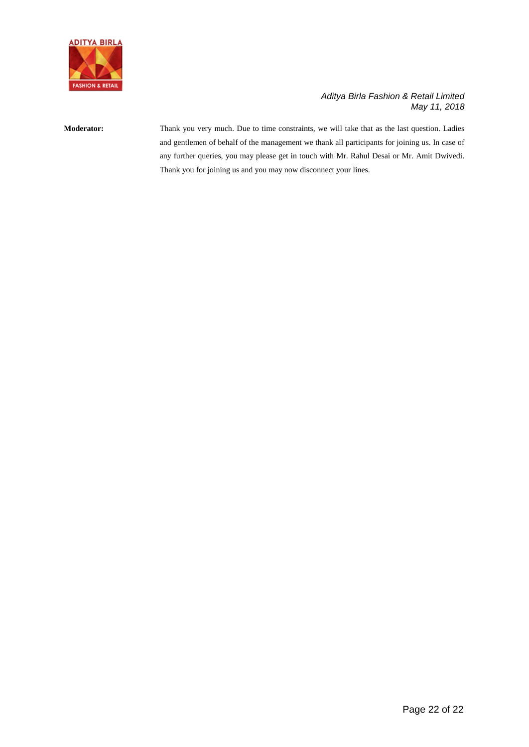**Moderator:** Thank you very much. Due to time constraints, we will take that as the last question. Ladies and gentlemen of behalf of the management we thank all participants for joining us. In case of any further queries, you may please get in touch with Mr. Rahul Desai or Mr. Amit Dwivedi. Thank you for joining us and you may now disconnect your lines.